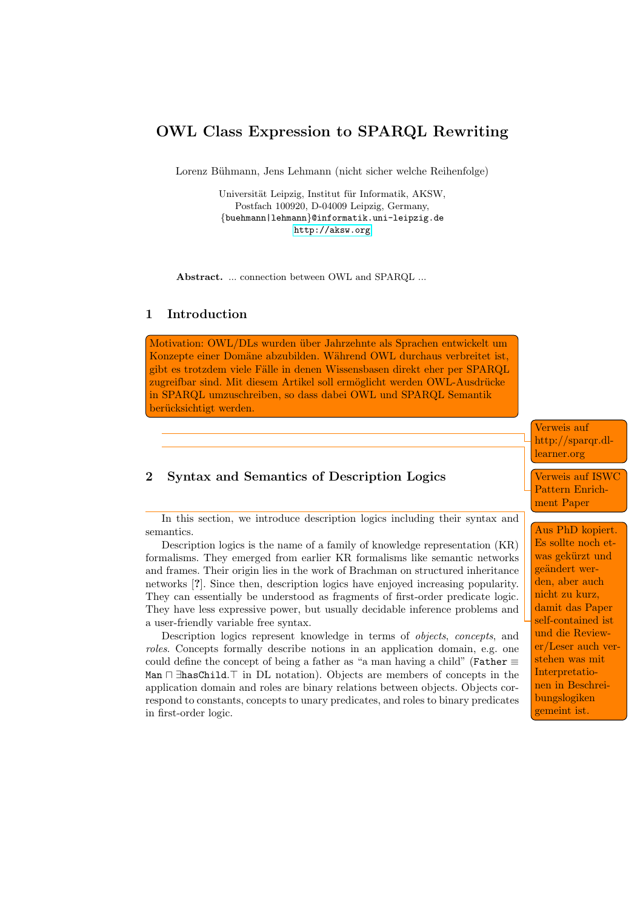# OWL Class Expression to SPARQL Rewriting

Lorenz Bühmann, Jens Lehmann (nicht sicher welche Reihenfolge)

Universität Leipzig, Institut für Informatik, AKSW,
Postfach 100920, D-04009 Leipzig, Germany,
{buehmann|lehmann}@informatik.uni-leipzig.de
http://aksw.org

**Abstract.** ... connection between OWL and SPARQL ...

## 1 Introduction

Motivation: OWL/DLs wurden über Jahrzehnte als Sprachen entwickelt um Konzepte einer Domäne abzubilden. Während OWL durchaus verbreitet ist, gibt es trotzdem viele Fälle in denen Wissensbasen direkt eher per SPARQL zugreifbar sind. Mit diesem Artikel soll ermöglicht werden OWL-Ausdrücke in SPARQL umzuschreiben, so dass dabei OWL und SPARQL Semantik berücksichtigt werden.

Verweis auf http://sparqr.dl-learner.org

Verweis auf ISWC Pattern Enrichment Paper

## 2 Syntax and Semantics of Description Logics

Aus PhD kopiert. Es sollte noch etwas gekürzt und geändert werden, aber auch nicht zu kurz, damit das Paper self-contained ist und die Reviewer/Leser auch verstehen was mit Interpretationen in Beschreibungslogiken gemeint ist.

In this section, we introduce description logics including their syntax and semantics.

Description logics is the name of a family of knowledge representation (KR) formalisms. They emerged from earlier KR formalisms like semantic networks and frames. Their origin lies in the work of Brachman on structured inheritance networks [?]. Since then, description logics have enjoyed increasing popularity. They can essentially be understood as fragments of first-order predicate logic. They have less expressive power, but usually decidable inference problems and a user-friendly variable free syntax.

Description logics represent knowledge in terms of *objects*, *concepts*, and *roles*. Concepts formally describe notions in an application domain, e.g. one could define the concept of being a father as "a man having a child" ($\texttt{Father} \equiv \texttt{Man} \sqcap \exists \texttt{hasChild}.\top$ in DL notation). Objects are members of concepts in the application domain and roles are binary relations between objects. Objects correspond to constants, concepts to unary predicates, and roles to binary predicates in first-order logic.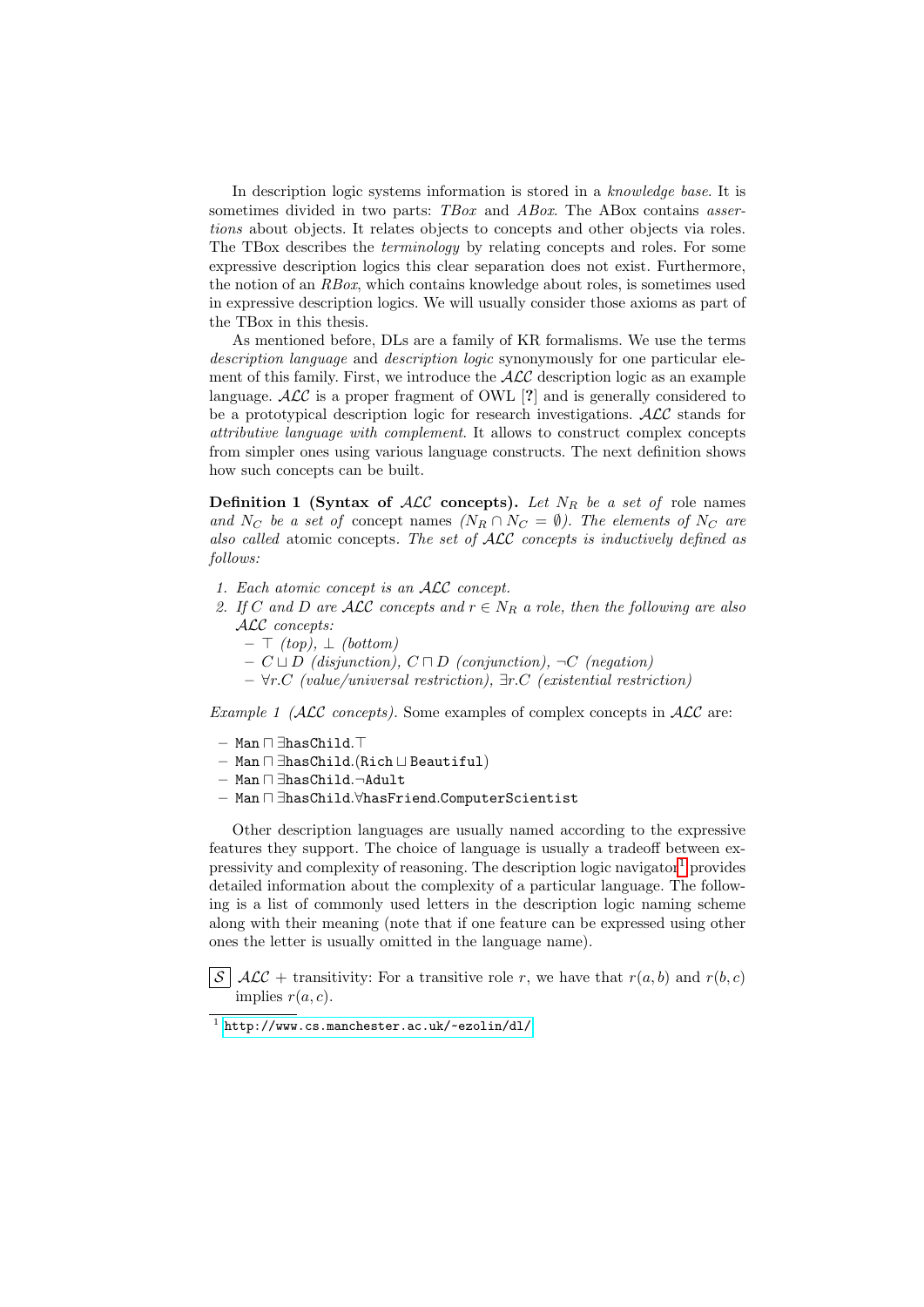In description logic systems information is stored in a *knowledge base*. It is sometimes divided in two parts: *TBox* and *ABox*. The ABox contains *assertions* about objects. It relates objects to concepts and other objects via roles. The TBox describes the *terminology* by relating concepts and roles. For some expressive description logics this clear separation does not exist. Furthermore, the notion of an *RBox*, which contains knowledge about roles, is sometimes used in expressive description logics. We will usually consider those axioms as part of the TBox in this thesis.

As mentioned before, DLs are a family of KR formalisms. We use the terms *description language* and *description logic* synonymously for one particular element of this family. First, we introduce the $\mathcal{ALC}$ description logic as an example language. $\mathcal{ALC}$ is a proper fragment of OWL [?] and is generally considered to be a prototypical description logic for research investigations. $\mathcal{ALC}$ stands for *attributive language with complement*. It allows to construct complex concepts from simpler ones using various language constructs. The next definition shows how such concepts can be built.

**Definition 1 (Syntax of $\mathcal{ALC}$ concepts).** *Let $N_R$ be a set of* role names *and $N_C$ be a set of* concept names *($N_R \cap N_C = \emptyset$). The elements of $N_C$ are also called* atomic concepts. *The set of $\mathcal{ALC}$ concepts is inductively defined as follows:*

1. *Each atomic concept is an $\mathcal{ALC}$ concept.*
2. *If $C$ and $D$ are $\mathcal{ALC}$ concepts and $r \in N_R$ a role, then the following are also $\mathcal{ALC}$ concepts:*
   - *$\top$ (top), $\bot$ (bottom)*
   - *$C \sqcup D$ (disjunction), $C \sqcap D$ (conjunction), $\neg C$ (negation)*
   - *$\forall r.C$ (value/universal restriction), $\exists r.C$ (existential restriction)*

*Example 1 ($\mathcal{ALC}$ concepts).* Some examples of complex concepts in $\mathcal{ALC}$ are:

- $\texttt{Man} \sqcap \exists\texttt{hasChild}.\top$
- $\texttt{Man} \sqcap \exists\texttt{hasChild}.(\texttt{Rich} \sqcup \texttt{Beautiful})$
- $\texttt{Man} \sqcap \exists\texttt{hasChild}.\neg\texttt{Adult}$
- $\texttt{Man} \sqcap \exists\texttt{hasChild}.\forall\texttt{hasFriend}.\texttt{ComputerScientist}$

Other description languages are usually named according to the expressive features they support. The choice of language is usually a tradeoff between expressivity and complexity of reasoning. The description logic navigator[1] provides detailed information about the complexity of a particular language. The following is a list of commonly used letters in the description logic naming scheme along with their meaning (note that if one feature can be expressed using other ones the letter is usually omitted in the language name).

$\boxed{\mathcal{S}}$ $\mathcal{ALC}$ + transitivity: For a transitive role $r$, we have that $r(a, b)$ and $r(b, c)$ implies $r(a, c)$.

[1] http://www.cs.manchester.ac.uk/~ezolin/dl/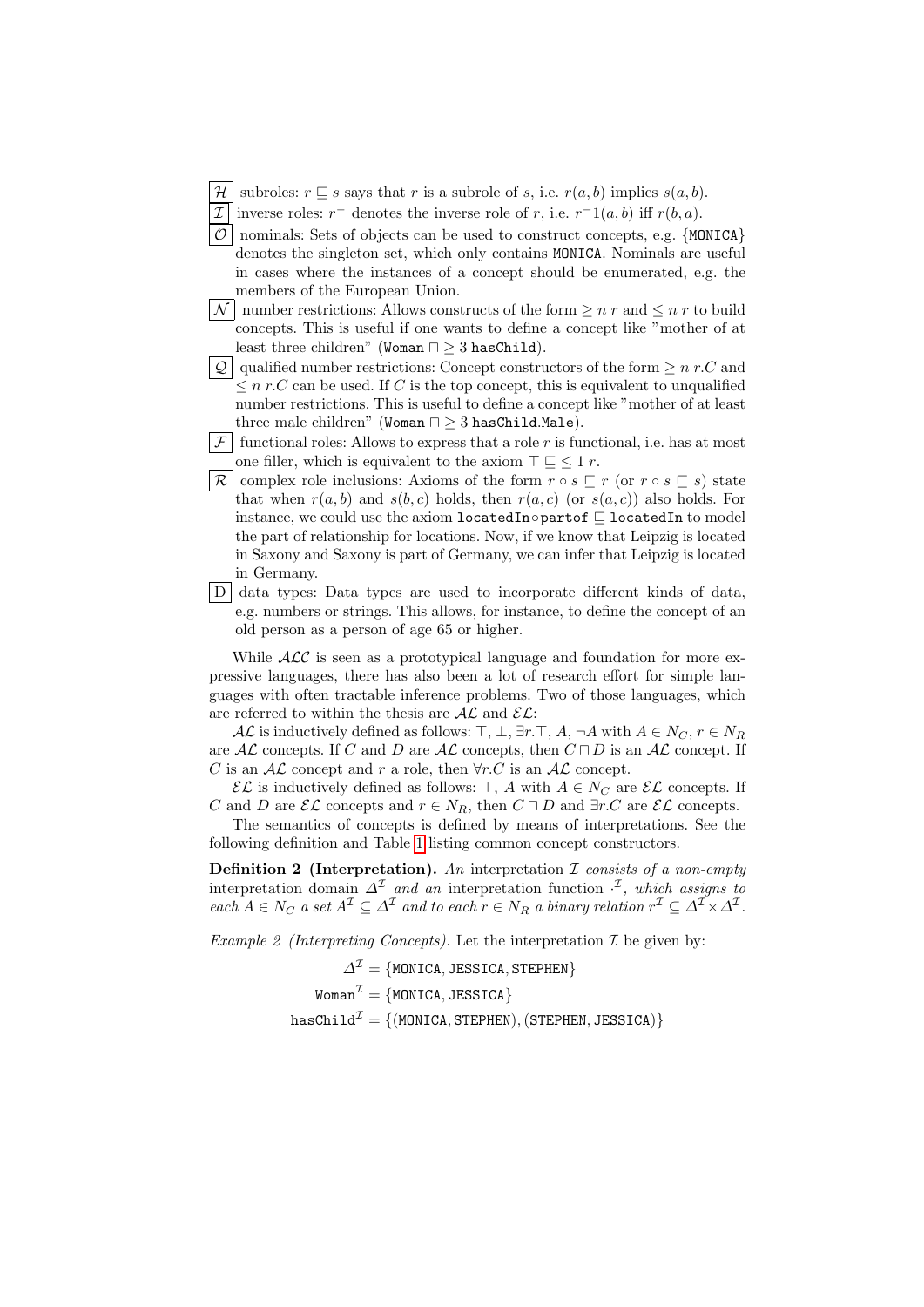- $\boxed{\mathcal{H}}$ subroles: $r \sqsubseteq s$ says that $r$ is a subrole of $s$, i.e. $r(a, b)$ implies $s(a, b)$.
- $\boxed{\mathcal{I}}$ inverse roles: $r^{-}$ denotes the inverse role of $r$, i.e. $r^{-}1(a, b)$ iff $r(b, a)$.
- $\boxed{\mathcal{O}}$ nominals: Sets of objects can be used to construct concepts, e.g. {`MONICA`} denotes the singleton set, which only contains `MONICA`. Nominals are useful in cases where the instances of a concept should be enumerated, e.g. the members of the European Union.
- $\boxed{\mathcal{N}}$ number restrictions: Allows constructs of the form $\geq n\ r$ and $\leq n\ r$ to build concepts. This is useful if one wants to define a concept like "mother of at least three children" ($\texttt{Woman} \sqcap \geq 3\ \texttt{hasChild}$).
- $\boxed{\mathcal{Q}}$ qualified number restrictions: Concept constructors of the form $\geq n\ r.C$ and $\leq n\ r.C$ can be used. If $C$ is the top concept, this is equivalent to unqualified number restrictions. This is useful to define a concept like "mother of at least three male children" ($\texttt{Woman} \sqcap \geq 3\ \texttt{hasChild.Male}$).
- $\boxed{\mathcal{F}}$ functional roles: Allows to express that a role $r$ is functional, i.e. has at most one filler, which is equivalent to the axiom $\top \sqsubseteq \leq 1\ r$.
- $\boxed{\mathcal{R}}$ complex role inclusions: Axioms of the form $r \circ s \sqsubseteq r$ (or $r \circ s \sqsubseteq s$) state that when $r(a, b)$ and $s(b, c)$ holds, then $r(a, c)$ (or $s(a, c)$) also holds. For instance, we could use the axiom $\texttt{locatedIn} \circ \texttt{partof} \sqsubseteq \texttt{locatedIn}$ to model the part of relationship for locations. Now, if we know that Leipzig is located in Saxony and Saxony is part of Germany, we can infer that Leipzig is located in Germany.
- $\boxed{\text{D}}$ data types: Data types are used to incorporate different kinds of data, e.g. numbers or strings. This allows, for instance, to define the concept of an old person as a person of age 65 or higher.

While $\mathcal{ALC}$ is seen as a prototypical language and foundation for more expressive languages, there has also been a lot of research effort for simple languages with often tractable inference problems. Two of those languages, which are referred to within the thesis are $\mathcal{AL}$ and $\mathcal{EL}$:

$\mathcal{AL}$ is inductively defined as follows: $\top$, $\bot$, $\exists r.\top$, $A$, $\neg A$ with $A \in N_C$, $r \in N_R$ are $\mathcal{AL}$ concepts. If $C$ and $D$ are $\mathcal{AL}$ concepts, then $C \sqcap D$ is an $\mathcal{AL}$ concept. If $C$ is an $\mathcal{AL}$ concept and $r$ a role, then $\forall r.C$ is an $\mathcal{AL}$ concept.

$\mathcal{EL}$ is inductively defined as follows: $\top$, $A$ with $A \in N_C$ are $\mathcal{EL}$ concepts. If $C$ and $D$ are $\mathcal{EL}$ concepts and $r \in N_R$, then $C \sqcap D$ and $\exists r.C$ are $\mathcal{EL}$ concepts.

The semantics of concepts is defined by means of interpretations. See the following definition and Table 1 listing common concept constructors.

**Definition 2 (Interpretation).** *An* interpretation $\mathcal{I}$ *consists of a non-empty* interpretation domain $\Delta^{\mathcal{I}}$ *and an* interpretation function $\cdot^{\mathcal{I}}$*, which assigns to each $A \in N_C$ a set $A^{\mathcal{I}} \subseteq \Delta^{\mathcal{I}}$ and to each $r \in N_R$ a binary relation $r^{\mathcal{I}} \subseteq \Delta^{\mathcal{I}} \times \Delta^{\mathcal{I}}$.*

*Example 2 (Interpreting Concepts).* Let the interpretation $\mathcal{I}$ be given by:

$$\Delta^{\mathcal{I}} = \{\texttt{MONICA}, \texttt{JESSICA}, \texttt{STEPHEN}\}$$

$$\texttt{Woman}^{\mathcal{I}} = \{\texttt{MONICA}, \texttt{JESSICA}\}$$

$$\texttt{hasChild}^{\mathcal{I}} = \{(\texttt{MONICA}, \texttt{STEPHEN}), (\texttt{STEPHEN}, \texttt{JESSICA})\}$$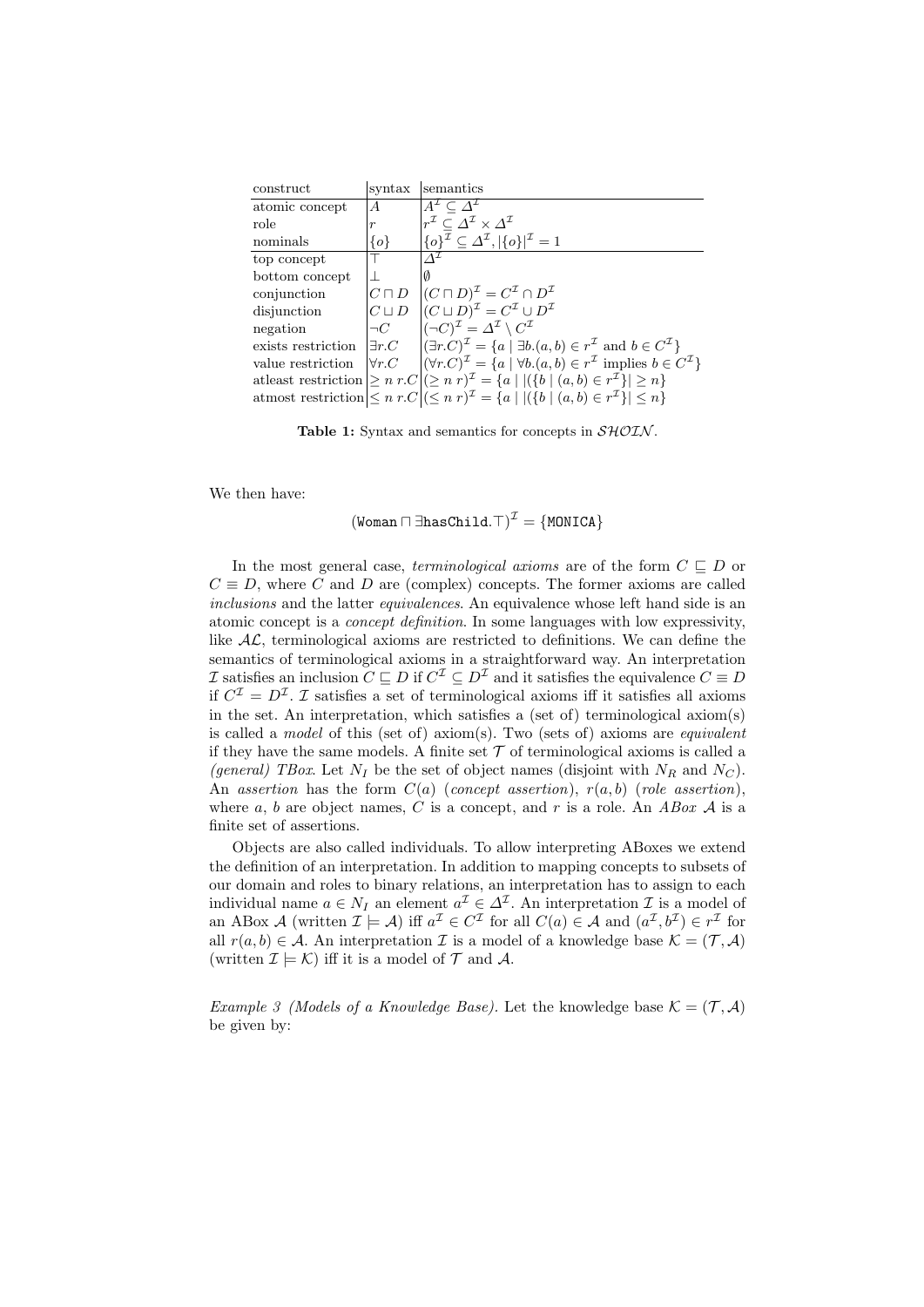| construct | syntax | semantics |
| --- | --- | --- |
| atomic concept | $A$ | $A^{\mathcal{I}} \subseteq \Delta^{\mathcal{I}}$ |
| role | $r$ | $r^{\mathcal{I}} \subseteq \Delta^{\mathcal{I}} \times \Delta^{\mathcal{I}}$ |
| nominals | $\{o\}$ | $\{o\}^{\mathcal{I}} \subseteq \Delta^{\mathcal{I}}, \lvert\{o\}\rvert^{\mathcal{I}} = 1$ |
| top concept | $\top$ | $\Delta^{\mathcal{I}}$ |
| bottom concept | $\bot$ | $\emptyset$ |
| conjunction | $C \sqcap D$ | $(C \sqcap D)^{\mathcal{I}} = C^{\mathcal{I}} \cap D^{\mathcal{I}}$ |
| disjunction | $C \sqcup D$ | $(C \sqcup D)^{\mathcal{I}} = C^{\mathcal{I}} \cup D^{\mathcal{I}}$ |
| negation | $\neg C$ | $(\neg C)^{\mathcal{I}} = \Delta^{\mathcal{I}} \setminus C^{\mathcal{I}}$ |
| exists restriction | $\exists r.C$ | $(\exists r.C)^{\mathcal{I}} = \{a \mid \exists b.(a,b) \in r^{\mathcal{I}} \text{ and } b \in C^{\mathcal{I}}\}$ |
| value restriction | $\forall r.C$ | $(\forall r.C)^{\mathcal{I}} = \{a \mid \forall b.(a,b) \in r^{\mathcal{I}} \text{ implies } b \in C^{\mathcal{I}}\}$ |
| atleast restriction | $\geq n\ r.C$ | $(\geq n\ r)^{\mathcal{I}} = \{a \mid \lvert(\{b \mid (a,b) \in r^{\mathcal{I}}\}\rvert \geq n\}$ |
| atmost restriction | $\leq n\ r.C$ | $(\leq n\ r)^{\mathcal{I}} = \{a \mid \lvert(\{b \mid (a,b) \in r^{\mathcal{I}}\}\rvert \leq n\}$ |

**Table 1:** Syntax and semantics for concepts in $\mathcal{SHOIN}$.

We then have:

$$(\texttt{Woman} \sqcap \exists \texttt{hasChild}.\top)^{\mathcal{I}} = \{\texttt{MONICA}\}$$

In the most general case, *terminological axioms* are of the form $C \sqsubseteq D$ or $C \equiv D$, where $C$ and $D$ are (complex) concepts. The former axioms are called *inclusions* and the latter *equivalences*. An equivalence whose left hand side is an atomic concept is a *concept definition*. In some languages with low expressivity, like $\mathcal{AL}$, terminological axioms are restricted to definitions. We can define the semantics of terminological axioms in a straightforward way. An interpretation $\mathcal{I}$ satisfies an inclusion $C \sqsubseteq D$ if $C^{\mathcal{I}} \subseteq D^{\mathcal{I}}$ and it satisfies the equivalence $C \equiv D$ if $C^{\mathcal{I}} = D^{\mathcal{I}}$. $\mathcal{I}$ satisfies a set of terminological axioms iff it satisfies all axioms in the set. An interpretation, which satisfies a (set of) terminological axiom(s) is called a *model* of this (set of) axiom(s). Two (sets of) axioms are *equivalent* if they have the same models. A finite set $\mathcal{T}$ of terminological axioms is called a *(general) TBox*. Let $N_I$ be the set of object names (disjoint with $N_R$ and $N_C$). An *assertion* has the form $C(a)$ (*concept assertion*), $r(a,b)$ (*role assertion*), where $a$, $b$ are object names, $C$ is a concept, and $r$ is a role. An *ABox* $\mathcal{A}$ is a finite set of assertions.

Objects are also called individuals. To allow interpreting ABoxes we extend the definition of an interpretation. In addition to mapping concepts to subsets of our domain and roles to binary relations, an interpretation has to assign to each individual name $a \in N_I$ an element $a^{\mathcal{I}} \in \Delta^{\mathcal{I}}$. An interpretation $\mathcal{I}$ is a model of an ABox $\mathcal{A}$ (written $\mathcal{I} \models \mathcal{A}$) iff $a^{\mathcal{I}} \in C^{\mathcal{I}}$ for all $C(a) \in \mathcal{A}$ and $(a^{\mathcal{I}}, b^{\mathcal{I}}) \in r^{\mathcal{I}}$ for all $r(a,b) \in \mathcal{A}$. An interpretation $\mathcal{I}$ is a model of a knowledge base $\mathcal{K} = (\mathcal{T}, \mathcal{A})$ (written $\mathcal{I} \models \mathcal{K}$) iff it is a model of $\mathcal{T}$ and $\mathcal{A}$.

*Example 3 (Models of a Knowledge Base).* Let the knowledge base $\mathcal{K} = (\mathcal{T}, \mathcal{A})$ be given by: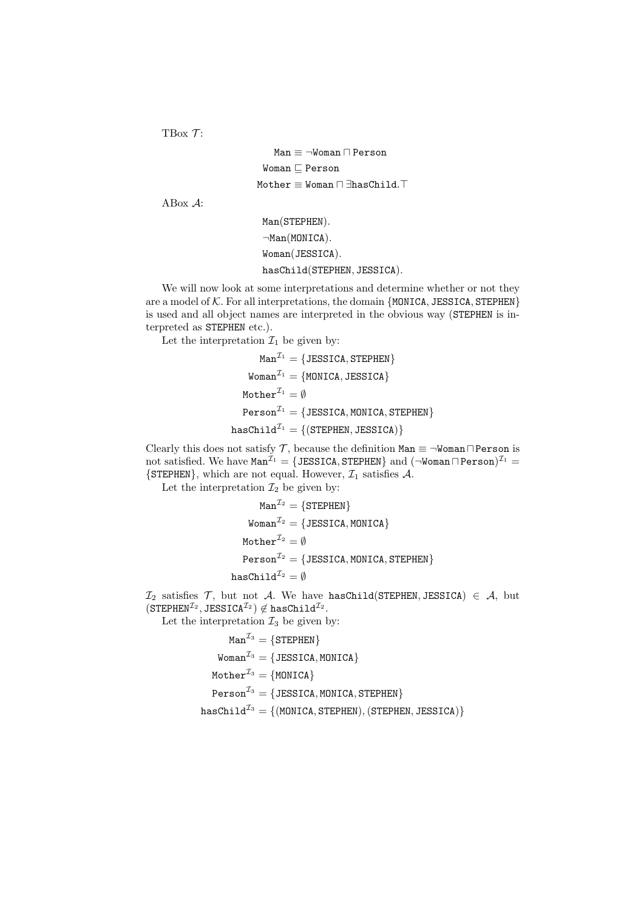TBox $\mathcal{T}$:

$$\texttt{Man} \equiv \neg\texttt{Woman} \sqcap \texttt{Person}$$
$$\texttt{Woman} \sqsubseteq \texttt{Person}$$
$$\texttt{Mother} \equiv \texttt{Woman} \sqcap \exists\texttt{hasChild}.\top$$

ABox $\mathcal{A}$:

$$\texttt{Man(STEPHEN)}.$$
$$\neg\texttt{Man(MONICA)}.$$
$$\texttt{Woman(JESSICA)}.$$
$$\texttt{hasChild(STEPHEN, JESSICA)}.$$

We will now look at some interpretations and determine whether or not they are a model of $\mathcal{K}$. For all interpretations, the domain {MONICA, JESSICA, STEPHEN} is used and all object names are interpreted in the obvious way (STEPHEN is interpreted as STEPHEN etc.).

Let the interpretation $\mathcal{I}_1$ be given by:

$$\texttt{Man}^{\mathcal{I}_1} = \{\texttt{JESSICA}, \texttt{STEPHEN}\}$$
$$\texttt{Woman}^{\mathcal{I}_1} = \{\texttt{MONICA}, \texttt{JESSICA}\}$$
$$\texttt{Mother}^{\mathcal{I}_1} = \emptyset$$
$$\texttt{Person}^{\mathcal{I}_1} = \{\texttt{JESSICA}, \texttt{MONICA}, \texttt{STEPHEN}\}$$
$$\texttt{hasChild}^{\mathcal{I}_1} = \{(\texttt{STEPHEN}, \texttt{JESSICA})\}$$

Clearly this does not satisfy $\mathcal{T}$, because the definition $\texttt{Man} \equiv \neg\texttt{Woman} \sqcap \texttt{Person}$ is not satisfied. We have $\texttt{Man}^{\mathcal{I}_1} = \{\texttt{JESSICA}, \texttt{STEPHEN}\}$ and $(\neg\texttt{Woman} \sqcap \texttt{Person})^{\mathcal{I}_1} = \{\texttt{STEPHEN}\}$, which are not equal. However, $\mathcal{I}_1$ satisfies $\mathcal{A}$.

Let the interpretation $\mathcal{I}_2$ be given by:

$$\texttt{Man}^{\mathcal{I}_2} = \{\texttt{STEPHEN}\}$$
$$\texttt{Woman}^{\mathcal{I}_2} = \{\texttt{JESSICA}, \texttt{MONICA}\}$$
$$\texttt{Mother}^{\mathcal{I}_2} = \emptyset$$
$$\texttt{Person}^{\mathcal{I}_2} = \{\texttt{JESSICA}, \texttt{MONICA}, \texttt{STEPHEN}\}$$
$$\texttt{hasChild}^{\mathcal{I}_2} = \emptyset$$

$\mathcal{I}_2$ satisfies $\mathcal{T}$, but not $\mathcal{A}$. We have $\texttt{hasChild(STEPHEN, JESSICA)} \in \mathcal{A}$, but $(\texttt{STEPHEN}^{\mathcal{I}_2}, \texttt{JESSICA}^{\mathcal{I}_2}) \notin \texttt{hasChild}^{\mathcal{I}_2}$.

Let the interpretation $\mathcal{I}_3$ be given by:

$$\texttt{Man}^{\mathcal{I}_3} = \{\texttt{STEPHEN}\}$$
$$\texttt{Woman}^{\mathcal{I}_3} = \{\texttt{JESSICA}, \texttt{MONICA}\}$$
$$\texttt{Mother}^{\mathcal{I}_3} = \{\texttt{MONICA}\}$$
$$\texttt{Person}^{\mathcal{I}_3} = \{\texttt{JESSICA}, \texttt{MONICA}, \texttt{STEPHEN}\}$$
$$\texttt{hasChild}^{\mathcal{I}_3} = \{(\texttt{MONICA}, \texttt{STEPHEN}), (\texttt{STEPHEN}, \texttt{JESSICA})\}$$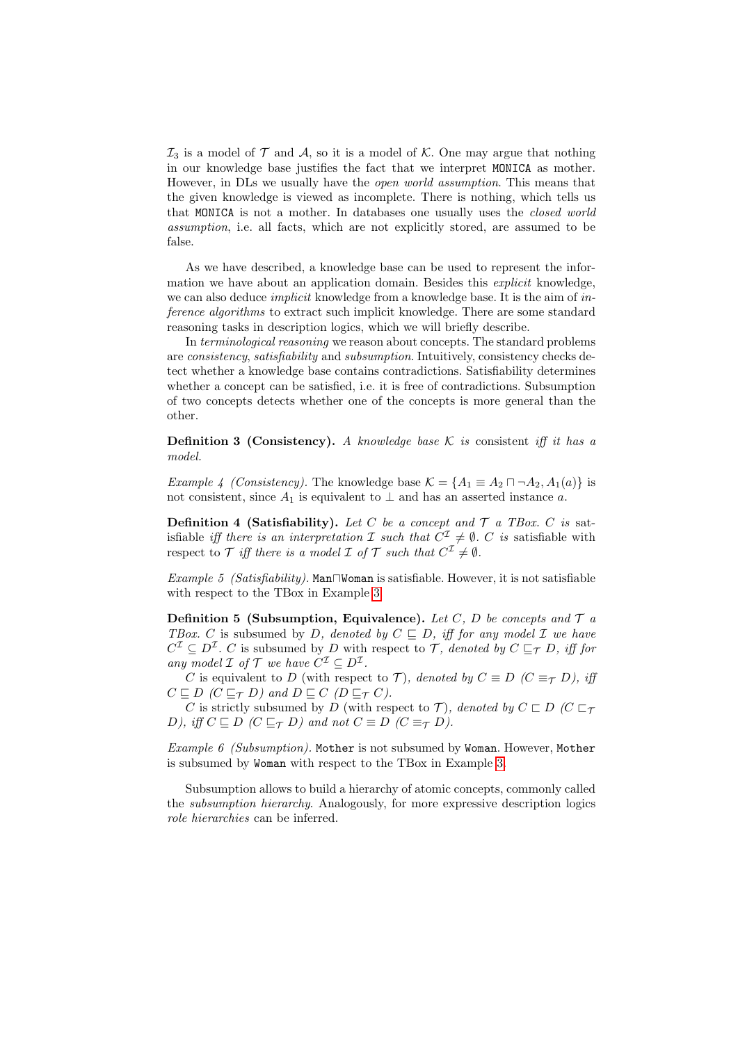$\mathcal{I}_3$ is a model of $\mathcal{T}$ and $\mathcal{A}$, so it is a model of $\mathcal{K}$. One may argue that nothing in our knowledge base justifies the fact that we interpret `MONICA` as mother. However, in DLs we usually have the *open world assumption*. This means that the given knowledge is viewed as incomplete. There is nothing, which tells us that `MONICA` is not a mother. In databases one usually uses the *closed world assumption*, i.e. all facts, which are not explicitly stored, are assumed to be false.

As we have described, a knowledge base can be used to represent the information we have about an application domain. Besides this *explicit* knowledge, we can also deduce *implicit* knowledge from a knowledge base. It is the aim of *inference algorithms* to extract such implicit knowledge. There are some standard reasoning tasks in description logics, which we will briefly describe.

In *terminological reasoning* we reason about concepts. The standard problems are *consistency*, *satisfiability* and *subsumption*. Intuitively, consistency checks detect whether a knowledge base contains contradictions. Satisfiability determines whether a concept can be satisfied, i.e. it is free of contradictions. Subsumption of two concepts detects whether one of the concepts is more general than the other.

**Definition 3 (Consistency).** *A knowledge base $\mathcal{K}$ is* consistent *iff it has a model.*

*Example 4 (Consistency).* The knowledge base $\mathcal{K} = \{A_1 \equiv A_2 \sqcap \neg A_2, A_1(a)\}$ is not consistent, since $A_1$ is equivalent to $\bot$ and has an asserted instance $a$.

**Definition 4 (Satisfiability).** *Let $C$ be a concept and $\mathcal{T}$ a TBox. $C$ is* satisfiable *iff there is an interpretation $\mathcal{I}$ such that $C^{\mathcal{I}} \neq \emptyset$. $C$ is* satisfiable with respect to $\mathcal{T}$ *iff there is a model $\mathcal{I}$ of $\mathcal{T}$ such that $C^{\mathcal{I}} \neq \emptyset$.*

*Example 5 (Satisfiability).* `Man`$\sqcap$`Woman` is satisfiable. However, it is not satisfiable with respect to the TBox in Example 3.

**Definition 5 (Subsumption, Equivalence).** *Let $C$, $D$ be concepts and $\mathcal{T}$ a TBox. $C$* is subsumed by *$D$, denoted by $C \sqsubseteq D$, iff for any model $\mathcal{I}$ we have $C^{\mathcal{I}} \subseteq D^{\mathcal{I}}$. $C$* is subsumed by *$D$* with respect to *$\mathcal{T}$, denoted by $C \sqsubseteq_{\mathcal{T}} D$, iff for any model $\mathcal{I}$ of $\mathcal{T}$ we have $C^{\mathcal{I}} \subseteq D^{\mathcal{I}}$.*

*$C$* is equivalent to *$D$* (with respect to *$\mathcal{T}$), denoted by $C \equiv D$ ($C \equiv_{\mathcal{T}} D$), iff $C \sqsubseteq D$ ($C \sqsubseteq_{\mathcal{T}} D$) and $D \sqsubseteq C$ ($D \sqsubseteq_{\mathcal{T}} C$).*

*$C$* is strictly subsumed by *$D$* (with respect to *$\mathcal{T}$), denoted by $C \sqsubset D$ ($C \sqsubset_{\mathcal{T}} D$), iff $C \sqsubseteq D$ ($C \sqsubseteq_{\mathcal{T}} D$) and not $C \equiv D$ ($C \equiv_{\mathcal{T}} D$).*

*Example 6 (Subsumption).* `Mother` is not subsumed by `Woman`. However, `Mother` is subsumed by `Woman` with respect to the TBox in Example 3.

Subsumption allows to build a hierarchy of atomic concepts, commonly called the *subsumption hierarchy*. Analogously, for more expressive description logics *role hierarchies* can be inferred.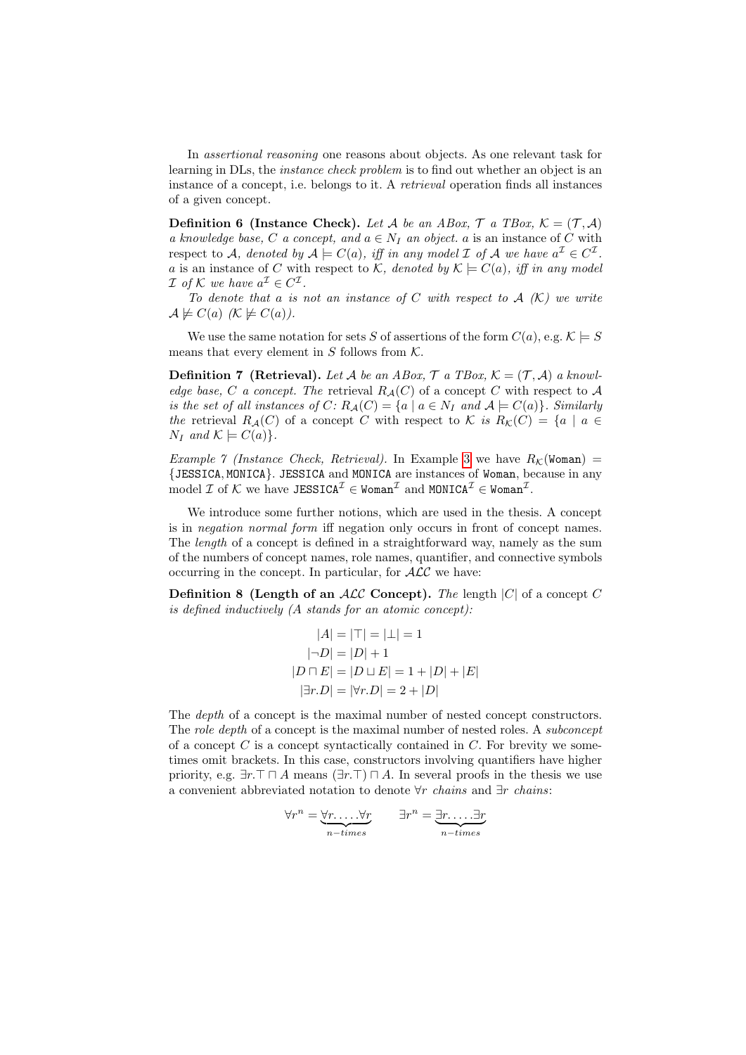In *assertional reasoning* one reasons about objects. As one relevant task for learning in DLs, the *instance check problem* is to find out whether an object is an instance of a concept, i.e. belongs to it. A *retrieval* operation finds all instances of a given concept.

**Definition 6 (Instance Check).** *Let $\mathcal{A}$ be an ABox, $\mathcal{T}$ a TBox, $\mathcal{K} = (\mathcal{T}, \mathcal{A})$ a knowledge base, $C$ a concept, and $a \in N_I$ an object.* $a$ is an instance of $C$ with respect to $\mathcal{A}$, *denoted by $\mathcal{A} \models C(a)$, iff in any model $\mathcal{I}$ of $\mathcal{A}$ we have $a^{\mathcal{I}} \in C^{\mathcal{I}}$.* $a$ is an instance of $C$ with respect to $\mathcal{K}$, *denoted by $\mathcal{K} \models C(a)$, iff in any model $\mathcal{I}$ of $\mathcal{K}$ we have $a^{\mathcal{I}} \in C^{\mathcal{I}}$.*

*To denote that $a$ is not an instance of $C$ with respect to $\mathcal{A}$ ($\mathcal{K}$) we write $\mathcal{A} \not\models C(a)$ ($\mathcal{K} \not\models C(a)$).*

We use the same notation for sets $S$ of assertions of the form $C(a)$, e.g. $\mathcal{K} \models S$ means that every element in $S$ follows from $\mathcal{K}$.

**Definition 7 (Retrieval).** *Let $\mathcal{A}$ be an ABox, $\mathcal{T}$ a TBox, $\mathcal{K} = (\mathcal{T}, \mathcal{A})$ a knowledge base, $C$ a concept. The* retrieval $R_{\mathcal{A}}(C)$ of a concept $C$ with respect to $\mathcal{A}$ *is the set of all instances of $C$: $R_{\mathcal{A}}(C) = \{a \mid a \in N_I \text{ and } \mathcal{A} \models C(a)\}$. Similarly the* retrieval $R_{\mathcal{A}}(C)$ of a concept $C$ with respect to $\mathcal{K}$ *is $R_{\mathcal{K}}(C) = \{a \mid a \in N_I \text{ and } \mathcal{K} \models C(a)\}$.*

*Example 7 (Instance Check, Retrieval).* In Example 3 we have $R_{\mathcal{K}}(\texttt{Woman}) = \{\texttt{JESSICA}, \texttt{MONICA}\}$. JESSICA and MONICA are instances of Woman, because in any model $\mathcal{I}$ of $\mathcal{K}$ we have $\texttt{JESSICA}^{\mathcal{I}} \in \texttt{Woman}^{\mathcal{I}}$ and $\texttt{MONICA}^{\mathcal{I}} \in \texttt{Woman}^{\mathcal{I}}$.

We introduce some further notions, which are used in the thesis. A concept is in *negation normal form* iff negation only occurs in front of concept names. The *length* of a concept is defined in a straightforward way, namely as the sum of the numbers of concept names, role names, quantifier, and connective symbols occurring in the concept. In particular, for $\mathcal{ALC}$ we have:

**Definition 8 (Length of an $\mathcal{ALC}$ Concept).** *The* length $|C|$ *of a concept $C$ is defined inductively ($A$ stands for an atomic concept):*

$$
\begin{aligned}
|A| &= |\top| = |\bot| = 1 \\
|\neg D| &= |D| + 1 \\
|D \sqcap E| &= |D \sqcup E| = 1 + |D| + |E| \\
|\exists r.D| &= |\forall r.D| = 2 + |D|
\end{aligned}
$$

The *depth* of a concept is the maximal number of nested concept constructors. The *role depth* of a concept is the maximal number of nested roles. A *subconcept* of a concept $C$ is a concept syntactically contained in $C$. For brevity we sometimes omit brackets. In this case, constructors involving quantifiers have higher priority, e.g. $\exists r.\top \sqcap A$ means $(\exists r.\top) \sqcap A$. In several proofs in the thesis we use a convenient abbreviated notation to denote $\forall r$ *chains* and $\exists r$ *chains*:

$$
\forall r^n = \underbrace{\forall r. \ldots . \forall r}_{n-times} \qquad \exists r^n = \underbrace{\exists r. \ldots . \exists r}_{n-times}
$$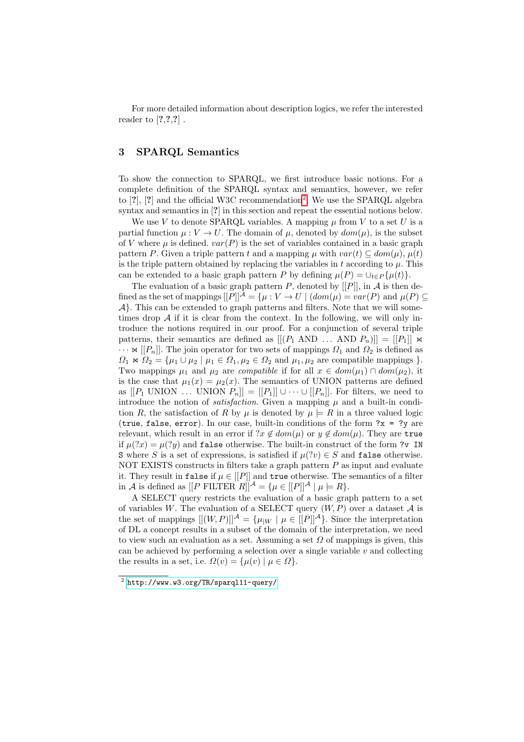For more detailed information about description logics, we refer the interested reader to [?,?,?] .

## 3 SPARQL Semantics

To show the connection to SPARQL, we first introduce basic notions. For a complete definition of the SPARQL syntax and semantics, however, we refer to [?], [?] and the official W3C recommendation[2]. We use the SPARQL algebra syntax and semantics in [?] in this section and repeat the essential notions below.

We use $V$ to denote SPARQL variables. A mapping $\mu$ from $V$ to a set $U$ is a partial function $\mu : V \to U$. The domain of $\mu$, denoted by $dom(\mu)$, is the subset of $V$ where $\mu$ is defined. $var(P)$ is the set of variables contained in a basic graph pattern $P$. Given a triple pattern $t$ and a mapping $\mu$ with $var(t) \subseteq dom(\mu)$, $\mu(t)$ is the triple pattern obtained by replacing the variables in $t$ according to $\mu$. This can be extended to a basic graph pattern $P$ by defining $\mu(P) = \cup_{t \in P}\{\mu(t)\}$.

The evaluation of a basic graph pattern $P$, denoted by $[[P]]$, in $\mathcal{A}$ is then defined as the set of mappings $[[P]]^{\mathcal{A}} = \{\mu : V \to U \mid (dom(\mu) = var(P)$ and $\mu(P) \subseteq \mathcal{A}\}$. This can be extended to graph patterns and filters. Note that we will sometimes drop $\mathcal{A}$ if it is clear from the context. In the following, we will only introduce the notions required in our proof. For a conjunction of several triple patterns, their semantics are defined as $[[(P_1 \text{ AND } \ldots \text{ AND } P_n)]] = [[P_1]] \bowtie \cdots \bowtie [[P_n]]$. The join operator for two sets of mappings $\Omega_1$ and $\Omega_2$ is defined as $\Omega_1 \bowtie \Omega_2 = \{\mu_1 \cup \mu_2 \mid \mu_1 \in \Omega_1, \mu_2 \in \Omega_2$ and $\mu_1, \mu_2$ are compatible mappings $\}$. Two mappings $\mu_1$ and $\mu_2$ are *compatible* if for all $x \in dom(\mu_1) \cap dom(\mu_2)$, it is the case that $\mu_1(x) = \mu_2(x)$. The semantics of UNION patterns are defined as $[[P_1 \text{ UNION } \ldots \text{ UNION } P_n]] = [[P_1]] \cup \cdots \cup [[P_n]]$. For filters, we need to introduce the notion of *satisfaction*. Given a mapping $\mu$ and a built-in condition $R$, the satisfaction of $R$ by $\mu$ is denoted by $\mu \models R$ in a three valued logic (`true`, `false`, `error`). In our case, built-in conditions of the form `?x = ?y` are relevant, which result in an error if $?x \notin dom(\mu)$ or $y \notin dom(\mu)$. They are `true` if $\mu(?x) = \mu(?y)$ and `false` otherwise. The built-in construct of the form `?v IN S` where $S$ is a set of expressions, is satisfied if $\mu(?v) \in S$ and `false` otherwise. NOT EXISTS constructs in filters take a graph pattern $P$ as input and evaluate it. They result in `false` if $\mu \in [[P]]$ and `true` otherwise. The semantics of a filter in $\mathcal{A}$ is defined as $[[P \text{ FILTER } R]]^{\mathcal{A}} = \{\mu \in [[P]]^{\mathcal{A}} \mid \mu \models R\}$.

A SELECT query restricts the evaluation of a basic graph pattern to a set of variables $W$. The evaluation of a SELECT query $(W, P)$ over a dataset $\mathcal{A}$ is the set of mappings $[[(W, P)]]^{\mathcal{A}} = \{\mu_{|W} \mid \mu \in [[P]]^{\mathcal{A}}\}$. Since the interpretation of DL a concept results in a subset of the domain of the interpretation, we need to view such an evaluation as a set. Assuming a set $\Omega$ of mappings is given, this can be achieved by performing a selection over a single variable $v$ and collecting the results in a set, i.e. $\Omega(v) = \{\mu(v) \mid \mu \in \Omega\}$.

[2] http://www.w3.org/TR/sparql11-query/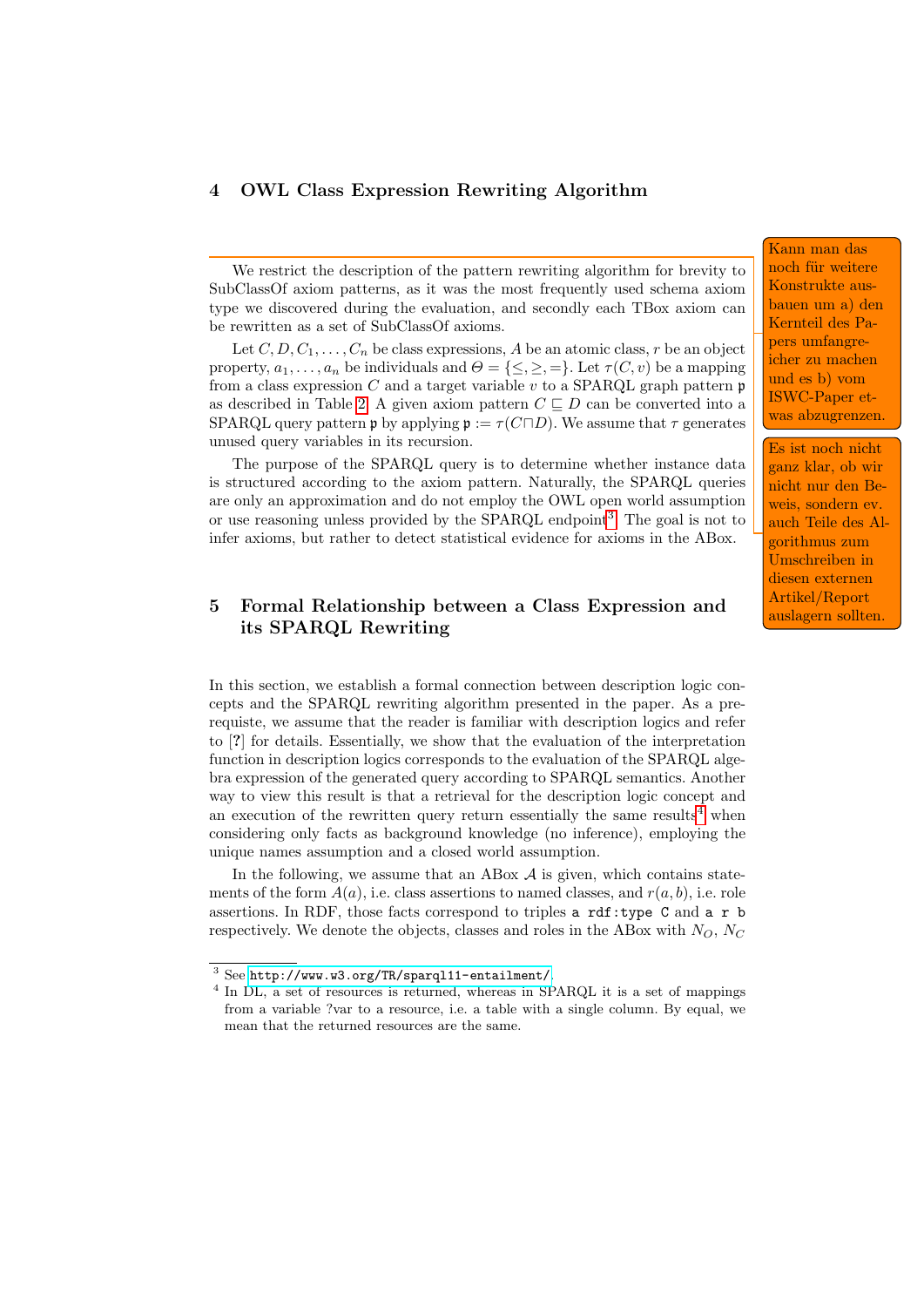## 4 OWL Class Expression Rewriting Algorithm

We restrict the description of the pattern rewriting algorithm for brevity to SubClassOf axiom patterns, as it was the most frequently used schema axiom type we discovered during the evaluation, and secondly each TBox axiom can be rewritten as a set of SubClassOf axioms.

Let $C, D, C_1, \ldots, C_n$ be class expressions, $A$ be an atomic class, $r$ be an object property, $a_1, \ldots, a_n$ be individuals and $\Theta = \{\leq, \geq, =\}$. Let $\tau(C, v)$ be a mapping from a class expression $C$ and a target variable $v$ to a SPARQL graph pattern $\mathfrak{p}$ as described in Table 2. A given axiom pattern $C \sqsubseteq D$ can be converted into a SPARQL query pattern $\mathfrak{p}$ by applying $\mathfrak{p} := \tau(C \sqcap D)$. We assume that $\tau$ generates unused query variables in its recursion.

The purpose of the SPARQL query is to determine whether instance data is structured according to the axiom pattern. Naturally, the SPARQL queries are only an approximation and do not employ the OWL open world assumption or use reasoning unless provided by the SPARQL endpoint[3]. The goal is not to infer axioms, but rather to detect statistical evidence for axioms in the ABox.

Kann man das noch für weitere Konstrukte ausbauen um a) den Kernteil des Papers umfangreicher zu machen und es b) vom ISWC-Paper etwas abzugrenzen.

Es ist noch nicht ganz klar, ob wir nicht nur den Beweis, sondern ev. auch Teile des Algorithmus zum Umschreiben in diesen externen Artikel/Report auslagern sollten.

## 5 Formal Relationship between a Class Expression and its SPARQL Rewriting

In this section, we establish a formal connection between description logic concepts and the SPARQL rewriting algorithm presented in the paper. As a prerequiste, we assume that the reader is familiar with description logics and refer to [?] for details. Essentially, we show that the evaluation of the interpretation function in description logics corresponds to the evaluation of the SPARQL algebra expression of the generated query according to SPARQL semantics. Another way to view this result is that a retrieval for the description logic concept and an execution of the rewritten query return essentially the same results[4] when considering only facts as background knowledge (no inference), employing the unique names assumption and a closed world assumption.

In the following, we assume that an ABox $\mathcal{A}$ is given, which contains statements of the form $A(a)$, i.e. class assertions to named classes, and $r(a, b)$, i.e. role assertions. In RDF, those facts correspond to triples `a rdf:type C` and `a r b` respectively. We denote the objects, classes and roles in the ABox with $N_O$, $N_C$

[3] See http://www.w3.org/TR/sparql11-entailment/.

[4] In DL, a set of resources is returned, whereas in SPARQL it is a set of mappings from a variable ?var to a resource, i.e. a table with a single column. By equal, we mean that the returned resources are the same.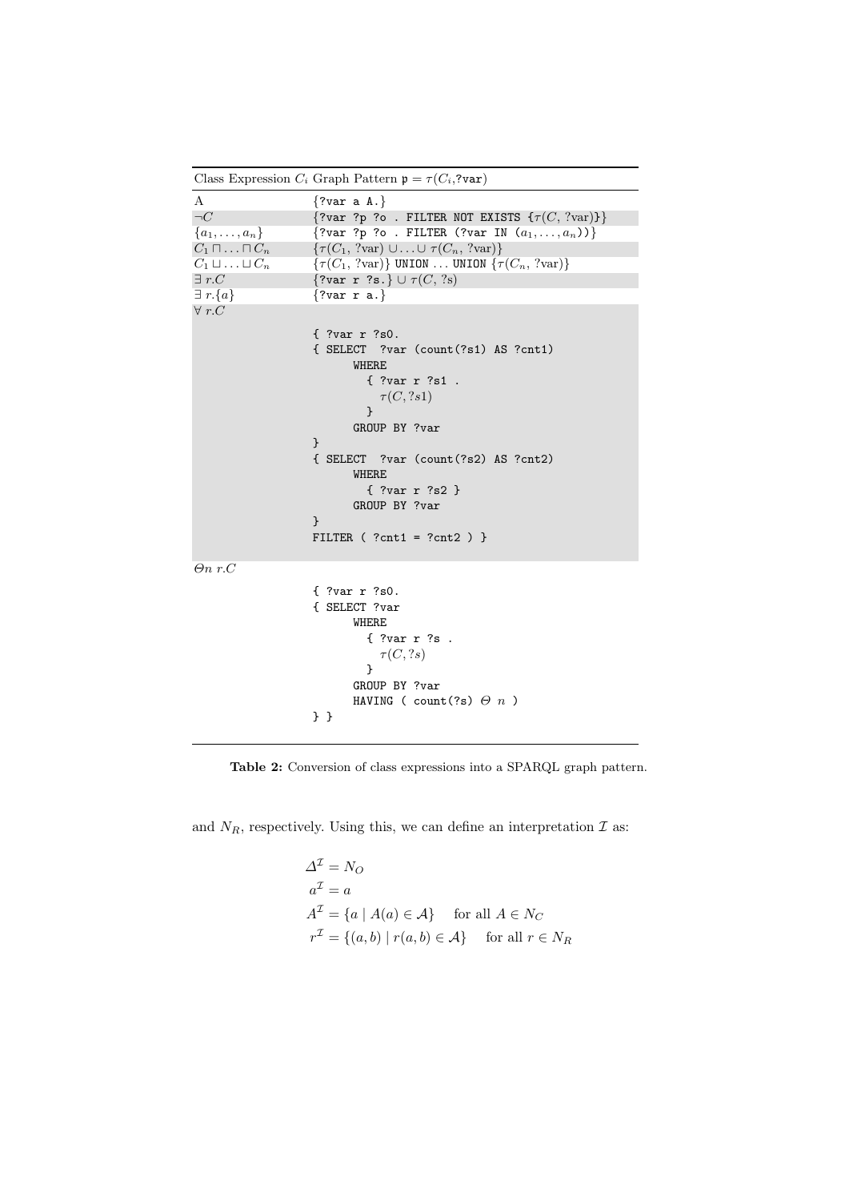| Class Expression $C_i$ | Graph Pattern $\mathtt{p} = \tau(C_i, \mathtt{?var})$ |
| --- | --- |
| A | `{?var a A.}` |
| $\neg C$ | `{?var ?p ?o . FILTER NOT EXISTS {`$\tau(C, ?\text{var})$`}}` |
| $\{a_1, \ldots, a_n\}$ | `{?var ?p ?o . FILTER (?var IN (`$a_1, \ldots, a_n$`))}` |
| $C_1 \sqcap \ldots \sqcap C_n$ | $\{\tau(C_1, ?\text{var}) \cup \ldots \cup \tau(C_n, ?\text{var})\}$ |
| $C_1 \sqcup \ldots \sqcup C_n$ | $\{\tau(C_1, ?\text{var})\}$ `UNION` $\ldots$ `UNION` $\{\tau(C_n, ?\text{var})\}$ |
| $\exists\, r.C$ | `{?var r ?s.}` $\cup\, \tau(C, ?\text{s})$ |
| $\exists\, r.\{a\}$ | `{?var r a.}` |
| $\forall\, r.C$ | `{ ?var r ?s0. { SELECT ?var (count(?s1) AS ?cnt1) WHERE { ?var r ?s1 .` $\tau(C, ?s1)$ `} GROUP BY ?var } { SELECT ?var (count(?s2) AS ?cnt2) WHERE { ?var r ?s2 } GROUP BY ?var } FILTER ( ?cnt1 = ?cnt2 ) }` |
| $\Theta n\ r.C$ | `{ ?var r ?s0. { SELECT ?var WHERE { ?var r ?s .` $\tau(C, ?s)$ `} GROUP BY ?var HAVING ( count(?s)` $\Theta\ n$ `) } }` |

**Table 2:** Conversion of class expressions into a SPARQL graph pattern.

and $N_R$, respectively. Using this, we can define an interpretation $\mathcal{I}$ as:

$$
\begin{aligned}
\Delta^{\mathcal{I}} &= N_O \\
a^{\mathcal{I}} &= a \\
A^{\mathcal{I}} &= \{a \mid A(a) \in \mathcal{A}\} \quad \text{ for all } A \in N_C \\
r^{\mathcal{I}} &= \{(a, b) \mid r(a, b) \in \mathcal{A}\} \quad \text{ for all } r \in N_R
\end{aligned}
$$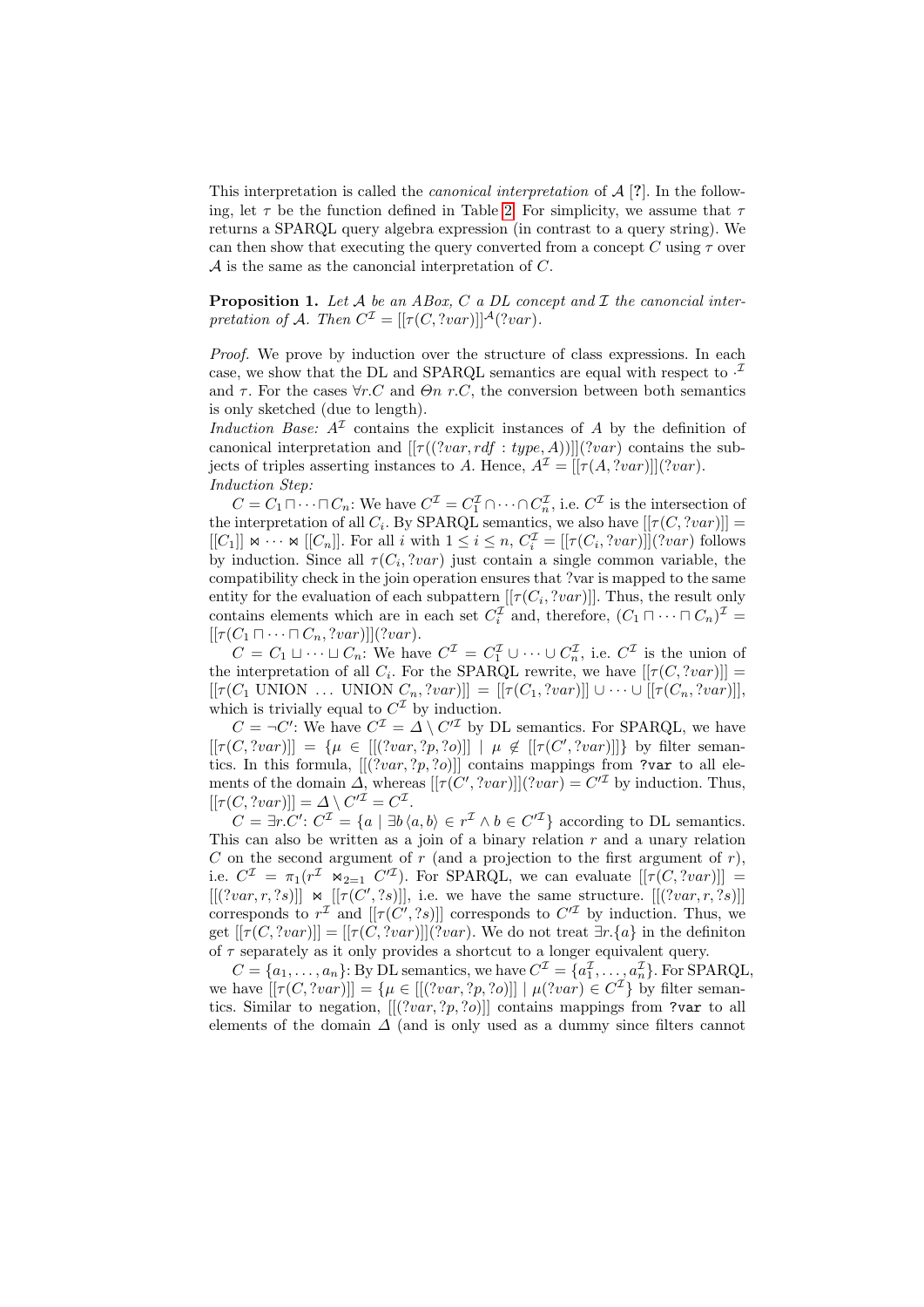This interpretation is called the *canonical interpretation* of $\mathcal{A}$ [?]. In the following, let $\tau$ be the function defined in Table 2. For simplicity, we assume that $\tau$ returns a SPARQL query algebra expression (in contrast to a query string). We can then show that executing the query converted from a concept $C$ using $\tau$ over $\mathcal{A}$ is the same as the canoncial interpretation of $C$.

**Proposition 1.** *Let $\mathcal{A}$ be an ABox, $C$ a DL concept and $\mathcal{I}$ the canoncial interpretation of $\mathcal{A}$. Then $C^{\mathcal{I}} = [[\tau(C, ?var)]]^{\mathcal{A}}(?var)$.*

*Proof.* We prove by induction over the structure of class expressions. In each case, we show that the DL and SPARQL semantics are equal with respect to $\cdot^{\mathcal{I}}$ and $\tau$. For the cases $\forall r.C$ and $\Theta n\ r.C$, the conversion between both semantics is only sketched (due to length).

*Induction Base:* $A^{\mathcal{I}}$ contains the explicit instances of $A$ by the definition of canonical interpretation and $[[\tau((?var, rdf:type, A))]](?var)$ contains the subjects of triples asserting instances to $A$. Hence, $A^{\mathcal{I}} = [[\tau(A, ?var)]](?var)$.

*Induction Step:*

$C = C_1 \sqcap \cdots \sqcap C_n$: We have $C^{\mathcal{I}} = C_1^{\mathcal{I}} \cap \cdots \cap C_n^{\mathcal{I}}$, i.e. $C^{\mathcal{I}}$ is the intersection of the interpretation of all $C_i$. By SPARQL semantics, we also have $[[\tau(C, ?var)]] = [[C_1]] \bowtie \cdots \bowtie [[C_n]]$. For all $i$ with $1 \leq i \leq n$, $C_i^{\mathcal{I}} = [[\tau(C_i, ?var)]](?var)$ follows by induction. Since all $\tau(C_i, ?var)$ just contain a single common variable, the compatibility check in the join operation ensures that ?var is mapped to the same entity for the evaluation of each subpattern $[[\tau(C_i, ?var)]]$. Thus, the result only contains elements which are in each set $C_i^{\mathcal{I}}$ and, therefore, $(C_1 \sqcap \cdots \sqcap C_n)^{\mathcal{I}} = [[\tau(C_1 \sqcap \cdots \sqcap C_n, ?var)]](?var)$.

$C = C_1 \sqcup \cdots \sqcup C_n$: We have $C^{\mathcal{I}} = C_1^{\mathcal{I}} \cup \cdots \cup C_n^{\mathcal{I}}$, i.e. $C^{\mathcal{I}}$ is the union of the interpretation of all $C_i$. For the SPARQL rewrite, we have $[[\tau(C, ?var)]] = [[\tau(C_1 \text{ UNION } \ldots \text{ UNION } C_n, ?var)]] = [[\tau(C_1, ?var)]] \cup \cdots \cup [[\tau(C_n, ?var)]]$, which is trivially equal to $C^{\mathcal{I}}$ by induction.

$C = \neg C'$: We have $C^{\mathcal{I}} = \Delta \setminus C'^{\mathcal{I}}$ by DL semantics. For SPARQL, we have $[[\tau(C, ?var)]] = \{\mu \in [[(?var, ?p, ?o)]] \mid \mu \notin [[\tau(C', ?var)]]\}$ by filter semantics. In this formula, $[[(?var, ?p, ?o)]]$ contains mappings from `?var` to all elements of the domain $\Delta$, whereas $[[\tau(C', ?var)]](?var) = C'^{\mathcal{I}}$ by induction. Thus, $[[\tau(C, ?var)]] = \Delta \setminus C'^{\mathcal{I}} = C^{\mathcal{I}}$.

$C = \exists r.C'$: $C^{\mathcal{I}} = \{a \mid \exists b \langle a, b \rangle \in r^{\mathcal{I}} \wedge b \in C'^{\mathcal{I}}\}$ according to DL semantics. This can also be written as a join of a binary relation $r$ and a unary relation $C$ on the second argument of $r$ (and a projection to the first argument of $r$), i.e. $C^{\mathcal{I}} = \pi_1(r^{\mathcal{I}} \bowtie_{2=1} C'^{\mathcal{I}})$. For SPARQL, we can evaluate $[[\tau(C, ?var)]] = [[(?var, r, ?s)]] \bowtie [[\tau(C', ?s)]]$, i.e. we have the same structure. $[[(?var, r, ?s)]]$ corresponds to $r^{\mathcal{I}}$ and $[[\tau(C', ?s)]]$ corresponds to $C'^{\mathcal{I}}$ by induction. Thus, we get $[[\tau(C, ?var)]] = [[\tau(C, ?var)]](?var)$. We do not treat $\exists r.\{a\}$ in the definiton of $\tau$ separately as it only provides a shortcut to a longer equivalent query.

$C = \{a_1, \ldots, a_n\}$: By DL semantics, we have $C^{\mathcal{I}} = \{a_1^{\mathcal{I}}, \ldots, a_n^{\mathcal{I}}\}$. For SPARQL, we have $[[\tau(C, ?var)]] = \{\mu \in [[(?var, ?p, ?o)]] \mid \mu(?var) \in C^{\mathcal{I}}\}$ by filter semantics. Similar to negation, $[[(?var, ?p, ?o)]]$ contains mappings from `?var` to all elements of the domain $\Delta$ (and is only used as a dummy since filters cannot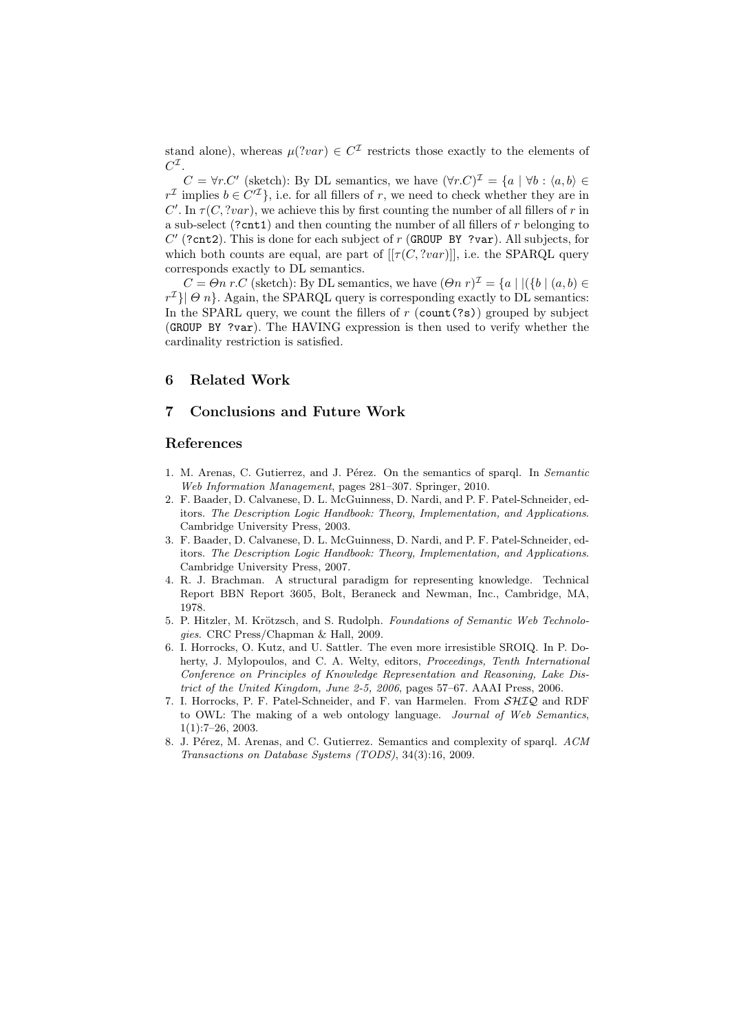stand alone), whereas $\mu(?var) \in C^{\mathcal{I}}$ restricts those exactly to the elements of $C^{\mathcal{I}}$.

$C = \forall r.C'$ (sketch): By DL semantics, we have $(\forall r.C)^{\mathcal{I}} = \{a \mid \forall b : \langle a, b \rangle \in r^{\mathcal{I}} \text{ implies } b \in C'^{\mathcal{I}}\}$, i.e. for all fillers of $r$, we need to check whether they are in $C'$. In $\tau(C, ?var)$, we achieve this by first counting the number of all fillers of $r$ in a sub-select (`?cnt1`) and then counting the number of all fillers of $r$ belonging to $C'$ (`?cnt2`). This is done for each subject of $r$ (`GROUP BY ?var`). All subjects, for which both counts are equal, are part of $[[\tau(C, ?var)]]$, i.e. the SPARQL query corresponds exactly to DL semantics.

$C = \Theta n\ r.C$ (sketch): By DL semantics, we have $(\Theta n\ r)^{\mathcal{I}} = \{a \mid |(\{b \mid (a, b) \in r^{\mathcal{I}}\}|\ \Theta\ n\}$. Again, the SPARQL query is corresponding exactly to DL semantics: In the SPARL query, we count the fillers of $r$ (`count(?s)`) grouped by subject (`GROUP BY ?var`). The HAVING expression is then used to verify whether the cardinality restriction is satisfied.

## 6 Related Work

## 7 Conclusions and Future Work

## References

1. M. Arenas, C. Gutierrez, and J. Pérez. On the semantics of sparql. In *Semantic Web Information Management*, pages 281–307. Springer, 2010.
2. F. Baader, D. Calvanese, D. L. McGuinness, D. Nardi, and P. F. Patel-Schneider, editors. *The Description Logic Handbook: Theory, Implementation, and Applications*. Cambridge University Press, 2003.
3. F. Baader, D. Calvanese, D. L. McGuinness, D. Nardi, and P. F. Patel-Schneider, editors. *The Description Logic Handbook: Theory, Implementation, and Applications*. Cambridge University Press, 2007.
4. R. J. Brachman. A structural paradigm for representing knowledge. Technical Report BBN Report 3605, Bolt, Beraneck and Newman, Inc., Cambridge, MA, 1978.
5. P. Hitzler, M. Krötzsch, and S. Rudolph. *Foundations of Semantic Web Technologies*. CRC Press/Chapman & Hall, 2009.
6. I. Horrocks, O. Kutz, and U. Sattler. The even more irresistible SROIQ. In P. Doherty, J. Mylopoulos, and C. A. Welty, editors, *Proceedings, Tenth International Conference on Principles of Knowledge Representation and Reasoning, Lake District of the United Kingdom, June 2-5, 2006*, pages 57–67. AAAI Press, 2006.
7. I. Horrocks, P. F. Patel-Schneider, and F. van Harmelen. From $\mathcal{SHIQ}$ and RDF to OWL: The making of a web ontology language. *Journal of Web Semantics*, 1(1):7–26, 2003.
8. J. Pérez, M. Arenas, and C. Gutierrez. Semantics and complexity of sparql. *ACM Transactions on Database Systems (TODS)*, 34(3):16, 2009.